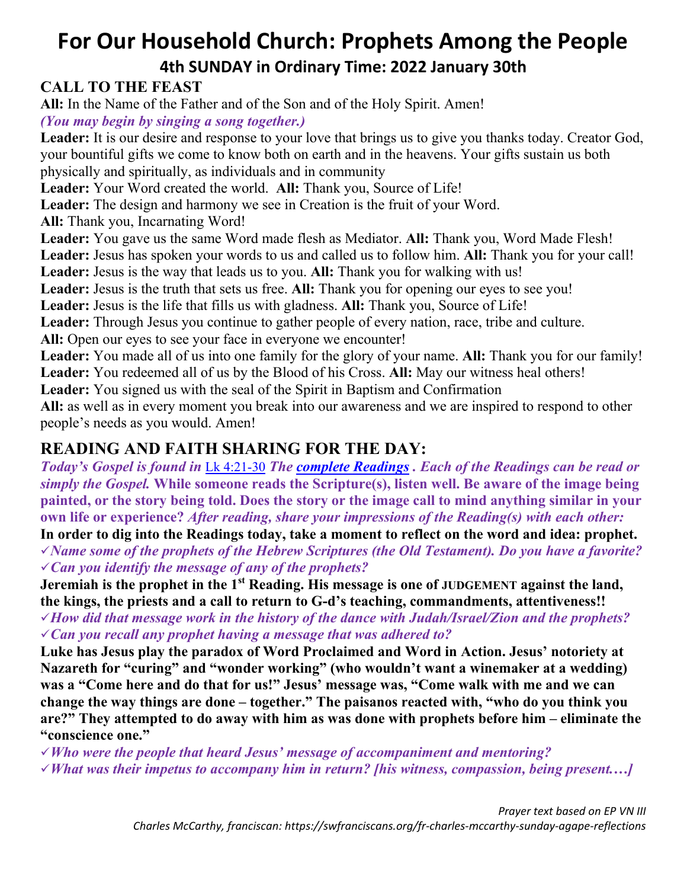# For Our Household Church: Prophets Among the People

## 4th SUNDAY in Ordinary Time: 2022 January 30th

### CALL TO THE FEAST

**All:** In the Name of the Father and of the Son and of the Holy Spirit. Amen!

***(You may begin by singing a song together.)***

**Leader:** It is our desire and response to your love that brings us to give you thanks today. Creator God, your bountiful gifts we come to know both on earth and in the heavens. Your gifts sustain us both physically and spiritually, as individuals and in community

**Leader:** Your Word created the world. **All:** Thank you, Source of Life!

**Leader:** The design and harmony we see in Creation is the fruit of your Word.

**All:** Thank you, Incarnating Word!

**Leader:** You gave us the same Word made flesh as Mediator. **All:** Thank you, Word Made Flesh!

**Leader:** Jesus has spoken your words to us and called us to follow him. **All:** Thank you for your call!

**Leader:** Jesus is the way that leads us to you. **All:** Thank you for walking with us!

**Leader:** Jesus is the truth that sets us free. **All:** Thank you for opening our eyes to see you!

**Leader:** Jesus is the life that fills us with gladness. **All:** Thank you, Source of Life!

**Leader:** Through Jesus you continue to gather people of every nation, race, tribe and culture.

**All:** Open our eyes to see your face in everyone we encounter!

**Leader:** You made all of us into one family for the glory of your name. **All:** Thank you for our family!

**Leader:** You redeemed all of us by the Blood of his Cross. **All:** May our witness heal others!

**Leader:** You signed us with the seal of the Spirit in Baptism and Confirmation

**All:** as well as in every moment you break into our awareness and we are inspired to respond to other people's needs as you would. Amen!

### READING AND FAITH SHARING FOR THE DAY:

***Today's Gospel is found in*** Lk 4:21-30 ***The complete Readings . Each of the Readings can be read or simply the Gospel.*** **While someone reads the Scripture(s), listen well. Be aware of the image being painted, or the story being told. Does the story or the image call to mind anything similar in your own life or experience?** ***After reading, share your impressions of the Reading(s) with each other:***

**In order to dig into the Readings today, take a moment to reflect on the word and idea: prophet.**

✓***Name some of the prophets of the Hebrew Scriptures (the Old Testament). Do you have a favorite?***

✓***Can you identify the message of any of the prophets?***

**Jeremiah is the prophet in the 1st Reading. His message is one of JUDGEMENT against the land, the kings, the priests and a call to return to G-d's teaching, commandments, attentiveness!!**

✓***How did that message work in the history of the dance with Judah/Israel/Zion and the prophets?***

✓***Can you recall any prophet having a message that was adhered to?***

**Luke has Jesus play the paradox of Word Proclaimed and Word in Action. Jesus' notoriety at Nazareth for "curing" and "wonder working" (who wouldn't want a winemaker at a wedding) was a "Come here and do that for us!" Jesus' message was, "Come walk with me and we can change the way things are done – together." The paisanos reacted with, "who do you think you are?" They attempted to do away with him as was done with prophets before him – eliminate the "conscience one."**

✓***Who were the people that heard Jesus' message of accompaniment and mentoring?***

✓***What was their impetus to accompany him in return? [his witness, compassion, being present….]***

*Prayer text based on EP VN III*

*Charles McCarthy, franciscan: https://swfranciscans.org/fr-charles-mccarthy-sunday-agape-reflections*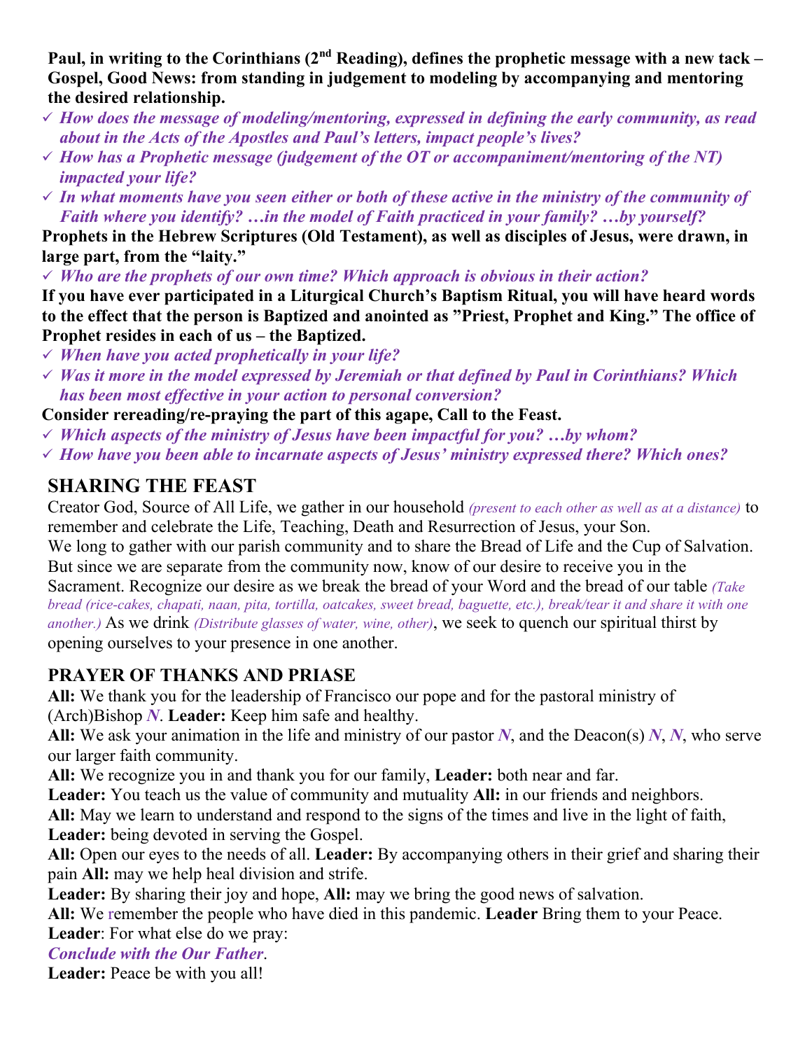**Paul, in writing to the Corinthians (2nd Reading), defines the prophetic message with a new tack – Gospel, Good News: from standing in judgement to modeling by accompanying and mentoring the desired relationship.**

- ✓ ***How does the message of modeling/mentoring, expressed in defining the early community, as read about in the Acts of the Apostles and Paul's letters, impact people's lives?***
- ✓ ***How has a Prophetic message (judgement of the OT or accompaniment/mentoring of the NT) impacted your life?***
- ✓ ***In what moments have you seen either or both of these active in the ministry of the community of Faith where you identify? …in the model of Faith practiced in your family? …by yourself?***

**Prophets in the Hebrew Scriptures (Old Testament), as well as disciples of Jesus, were drawn, in large part, from the "laity."**

- ✓ ***Who are the prophets of our own time? Which approach is obvious in their action?***

**If you have ever participated in a Liturgical Church's Baptism Ritual, you will have heard words to the effect that the person is Baptized and anointed as "Priest, Prophet and King." The office of Prophet resides in each of us – the Baptized.**

- ✓ ***When have you acted prophetically in your life?***
- ✓ ***Was it more in the model expressed by Jeremiah or that defined by Paul in Corinthians? Which has been most effective in your action to personal conversion?***

**Consider rereading/re-praying the part of this agape, Call to the Feast.**

- ✓ ***Which aspects of the ministry of Jesus have been impactful for you? …by whom?***
- ✓ ***How have you been able to incarnate aspects of Jesus' ministry expressed there? Which ones?***

## SHARING THE FEAST

Creator God, Source of All Life, we gather in our household *(present to each other as well as at a distance)* to remember and celebrate the Life, Teaching, Death and Resurrection of Jesus, your Son.
We long to gather with our parish community and to share the Bread of Life and the Cup of Salvation. But since we are separate from the community now, know of our desire to receive you in the Sacrament. Recognize our desire as we break the bread of your Word and the bread of our table *(Take bread (rice-cakes, chapati, naan, pita, tortilla, oatcakes, sweet bread, baguette, etc.), break/tear it and share it with one another.)* As we drink *(Distribute glasses of water, wine, other)*, we seek to quench our spiritual thirst by opening ourselves to your presence in one another.

## PRAYER OF THANKS AND PRIASE

**All:** We thank you for the leadership of Francisco our pope and for the pastoral ministry of (Arch)Bishop ***N***. **Leader:** Keep him safe and healthy.
**All:** We ask your animation in the life and ministry of our pastor ***N***, and the Deacon(s) ***N***, ***N***, who serve our larger faith community.
**All:** We recognize you in and thank you for our family, **Leader:** both near and far.
**Leader:** You teach us the value of community and mutuality **All:** in our friends and neighbors.
**All:** May we learn to understand and respond to the signs of the times and live in the light of faith, **Leader:** being devoted in serving the Gospel.
**All:** Open our eyes to the needs of all. **Leader:** By accompanying others in their grief and sharing their pain **All:** may we help heal division and strife.
**Leader:** By sharing their joy and hope, **All:** may we bring the good news of salvation.
**All:** We remember the people who have died in this pandemic. **Leader** Bring them to your Peace.
**Leader**: For what else do we pray:
***Conclude with the Our Father***.
**Leader:** Peace be with you all!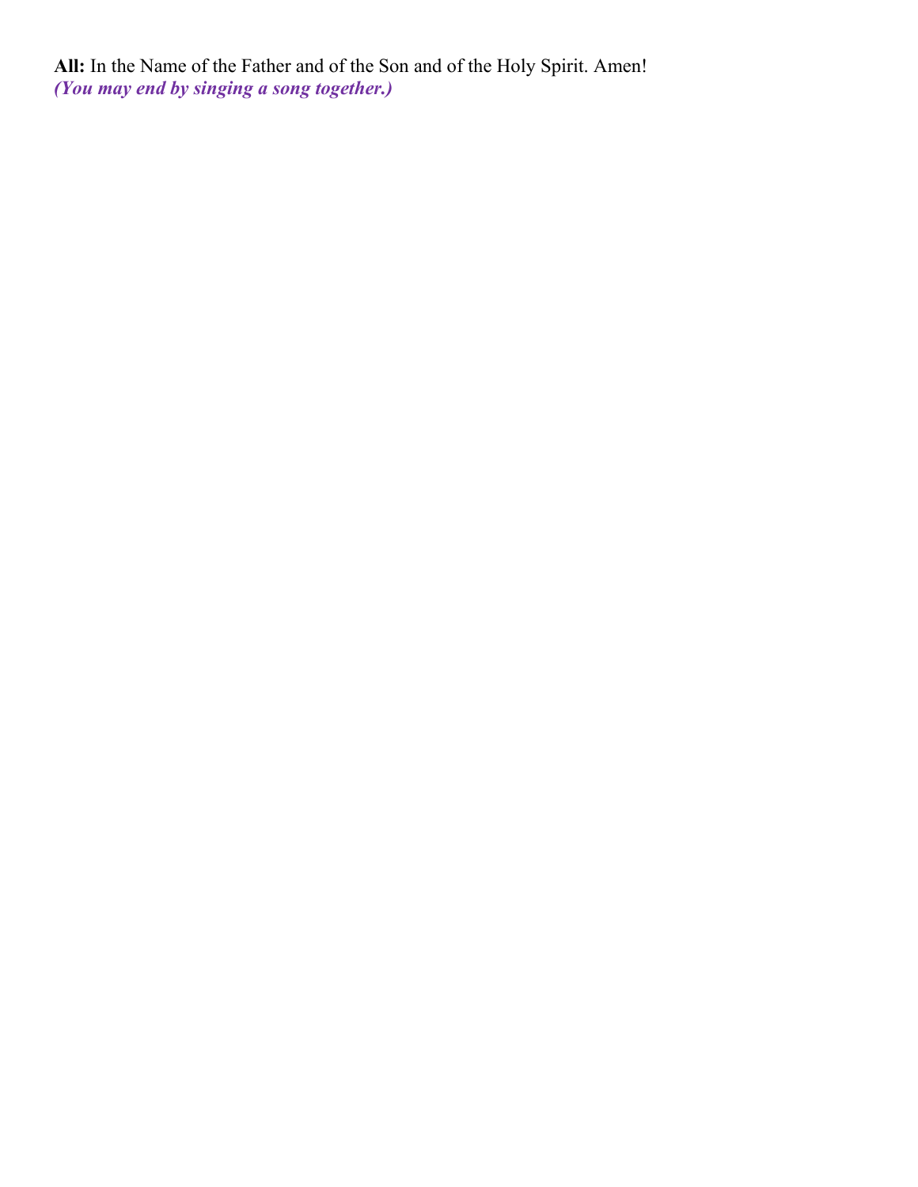**All:** In the Name of the Father and of the Son and of the Holy Spirit. Amen!
***(You may end by singing a song together.)***